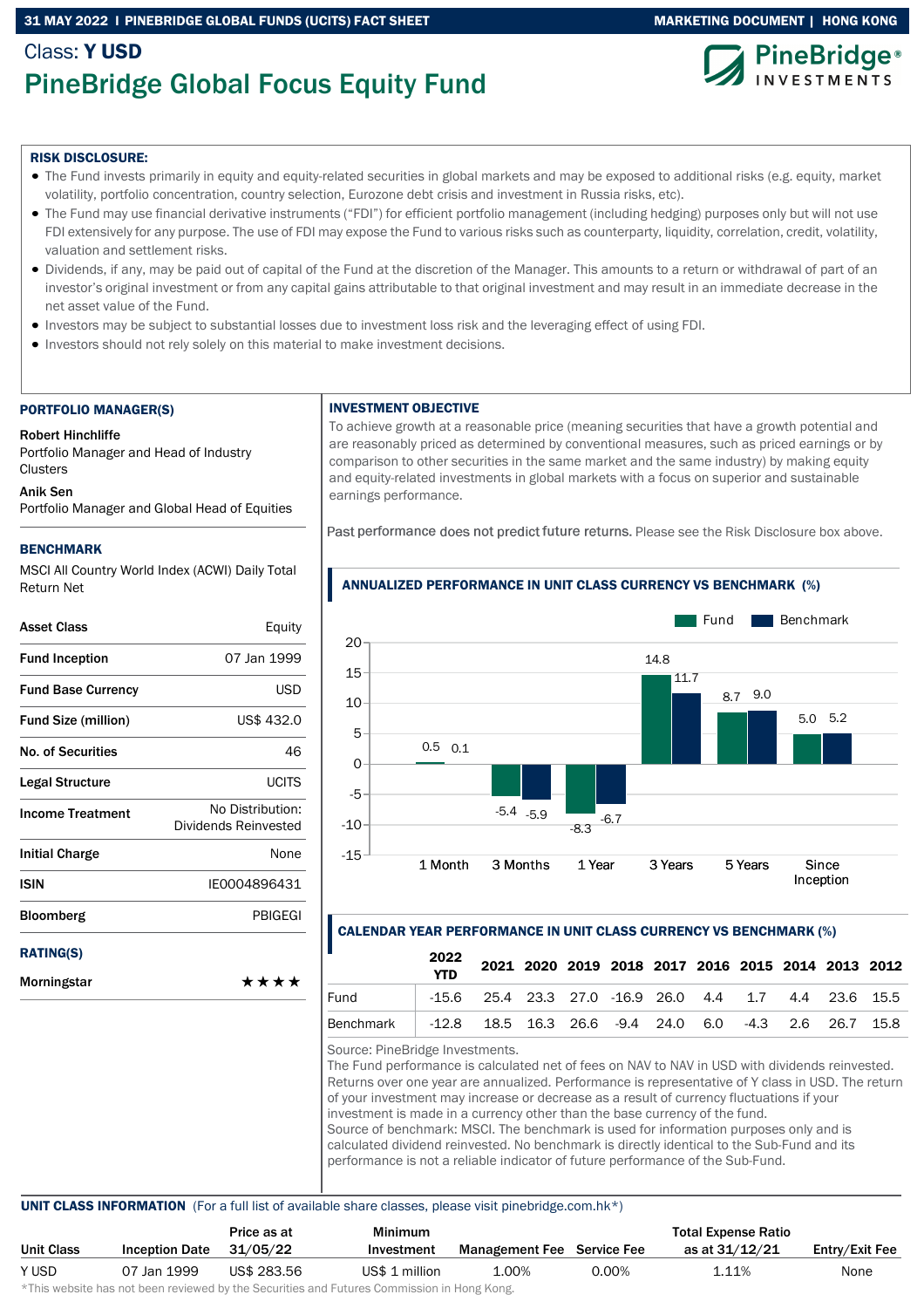31 MAY 2022 | PINEBRIDGE GLOBAL FUNDS (UCITS) FACT SHEET | MARKETING DOCUMENT | HONG KONG

Class: **Y USD**

# PineBridge Global Focus Equity Fund

**RISK DISCLOSURE:**

- The Fund invests primarily in equity and equity-related securities in global markets and may be exposed to additional risks (e.g. equity, market volatility, portfolio concentration, country selection, Eurozone debt crisis and investment in Russia risks, etc).
- The Fund may use financial derivative instruments ("FDI") for efficient portfolio management (including hedging) purposes only but will not use FDI extensively for any purpose. The use of FDI may expose the Fund to various risks such as counterparty, liquidity, correlation, credit, volatility, valuation and settlement risks.
- Dividends, if any, may be paid out of capital of the Fund at the discretion of the Manager. This amounts to a return or withdrawal of part of an investor's original investment or from any capital gains attributable to that original investment and may result in an immediate decrease in the net asset value of the Fund.
- Investors may be subject to substantial losses due to investment loss risk and the leveraging effect of using FDI.
- Investors should not rely solely on this material to make investment decisions.

## PORTFOLIO MANAGER(S)

**Robert Hinchliffe**
Portfolio Manager and Head of Industry Clusters

**Anik Sen**
Portfolio Manager and Global Head of Equities

## BENCHMARK

MSCI All Country World Index (ACWI) Daily Total Return Net

| | |
|---|---|
| **Asset Class** | Equity |
| **Fund Inception** | 07 Jan 1999 |
| **Fund Base Currency** | USD |
| **Fund Size (million)** | US$ 432.0 |
| **No. of Securities** | 46 |
| **Legal Structure** | UCITS |
| **Income Treatment** | No Distribution: Dividends Reinvested |
| **Initial Charge** | None |
| **ISIN** | IE0004896431 |
| **Bloomberg** | PBIGEGI |

## RATING(S)

**Morningstar** ★★★★

## INVESTMENT OBJECTIVE

To achieve growth at a reasonable price (meaning securities that have a growth potential and are reasonably priced as determined by conventional measures, such as priced earnings or by comparison to other securities in the same market and the same industry) by making equity and equity-related investments in global markets with a focus on superior and sustainable earnings performance.

Past performance does not predict future returns. Please see the Risk Disclosure box above.

## ANNUALIZED PERFORMANCE IN UNIT CLASS CURRENCY VS BENCHMARK (%)

| | 1 Month | 3 Months | 1 Year | 3 Years | 5 Years | Since Inception |
|---|---|---|---|---|---|---|
| Fund | 0.5 | -5.4 | -8.3 | 14.8 | 8.7 | 5.0 |
| Benchmark | 0.1 | -5.9 | -6.7 | 11.7 | 9.0 | 5.2 |

## CALENDAR YEAR PERFORMANCE IN UNIT CLASS CURRENCY VS BENCHMARK (%)

| | 2022 YTD | 2021 | 2020 | 2019 | 2018 | 2017 | 2016 | 2015 | 2014 | 2013 | 2012 |
|---|---|---|---|---|---|---|---|---|---|---|---|
| Fund | -15.6 | 25.4 | 23.3 | 27.0 | -16.9 | 26.0 | 4.4 | 1.7 | 4.4 | 23.6 | 15.5 |
| Benchmark | -12.8 | 18.5 | 16.3 | 26.6 | -9.4 | 24.0 | 6.0 | -4.3 | 2.6 | 26.7 | 15.8 |

Source: PineBridge Investments.
The Fund performance is calculated net of fees on NAV to NAV in USD with dividends reinvested. Returns over one year are annualized. Performance is representative of Y class in USD. The return of your investment may increase or decrease as a result of currency fluctuations if your investment is made in a currency other than the base currency of the fund.
Source of benchmark: MSCI. The benchmark is used for information purposes only and is calculated dividend reinvested. No benchmark is directly identical to the Sub-Fund and its performance is not a reliable indicator of future performance of the Sub-Fund.

## UNIT CLASS INFORMATION (For a full list of available share classes, please visit pinebridge.com.hk*)

| Unit Class | Inception Date | Price as at 31/05/22 | Minimum Investment | Management Fee | Service Fee | Total Expense Ratio as at 31/12/21 | Entry/Exit Fee |
|---|---|---|---|---|---|---|---|
| Y USD | 07 Jan 1999 | US$ 283.56 | US$ 1 million | 1.00% | 0.00% | 1.11% | None |

*This website has not been reviewed by the Securities and Futures Commission in Hong Kong.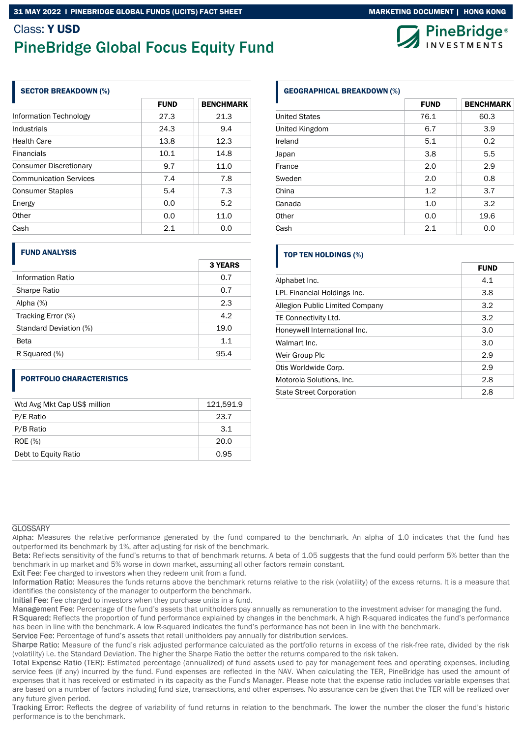Class: **Y USD**

# PineBridge Global Focus Equity Fund

## SECTOR BREAKDOWN (%)

| | FUND | BENCHMARK |
|---|---|---|
| Information Technology | 27.3 | 21.3 |
| Industrials | 24.3 | 9.4 |
| Health Care | 13.8 | 12.3 |
| Financials | 10.1 | 14.8 |
| Consumer Discretionary | 9.7 | 11.0 |
| Communication Services | 7.4 | 7.8 |
| Consumer Staples | 5.4 | 7.3 |
| Energy | 0.0 | 5.2 |
| Other | 0.0 | 11.0 |
| Cash | 2.1 | 0.0 |

## FUND ANALYSIS

| | 3 YEARS |
|---|---|
| Information Ratio | 0.7 |
| Sharpe Ratio | 0.7 |
| Alpha (%) | 2.3 |
| Tracking Error (%) | 4.2 |
| Standard Deviation (%) | 19.0 |
| Beta | 1.1 |
| R Squared (%) | 95.4 |

## PORTFOLIO CHARACTERISTICS

| | |
|---|---|
| Wtd Avg Mkt Cap US$ million | 121,591.9 |
| P/E Ratio | 23.7 |
| P/B Ratio | 3.1 |
| ROE (%) | 20.0 |
| Debt to Equity Ratio | 0.95 |

## GEOGRAPHICAL BREAKDOWN (%)

| | FUND | BENCHMARK |
|---|---|---|
| United States | 76.1 | 60.3 |
| United Kingdom | 6.7 | 3.9 |
| Ireland | 5.1 | 0.2 |
| Japan | 3.8 | 5.5 |
| France | 2.0 | 2.9 |
| Sweden | 2.0 | 0.8 |
| China | 1.2 | 3.7 |
| Canada | 1.0 | 3.2 |
| Other | 0.0 | 19.6 |
| Cash | 2.1 | 0.0 |

## TOP TEN HOLDINGS (%)

| | FUND |
|---|---|
| Alphabet Inc. | 4.1 |
| LPL Financial Holdings Inc. | 3.8 |
| Allegion Public Limited Company | 3.2 |
| TE Connectivity Ltd. | 3.2 |
| Honeywell International Inc. | 3.0 |
| Walmart Inc. | 3.0 |
| Weir Group Plc | 2.9 |
| Otis Worldwide Corp. | 2.9 |
| Motorola Solutions, Inc. | 2.8 |
| State Street Corporation | 2.8 |

GLOSSARY

Alpha: Measures the relative performance generated by the fund compared to the benchmark. An alpha of 1.0 indicates that the fund has outperformed its benchmark by 1%, after adjusting for risk of the benchmark.

Beta: Reflects sensitivity of the fund's returns to that of benchmark returns. A beta of 1.05 suggests that the fund could perform 5% better than the benchmark in up market and 5% worse in down market, assuming all other factors remain constant.

Exit Fee: Fee charged to investors when they redeem unit from a fund.

Information Ratio: Measures the funds returns above the benchmark returns relative to the risk (volatility) of the excess returns. It is a measure that identifies the consistency of the manager to outperform the benchmark.

Initial Fee: Fee charged to investors when they purchase units in a fund.

Management Fee: Percentage of the fund's assets that unitholders pay annually as remuneration to the investment adviser for managing the fund.

R Squared: Reflects the proportion of fund performance explained by changes in the benchmark. A high R-squared indicates the fund's performance has been in line with the benchmark. A low R-squared indicates the fund's performance has not been in line with the benchmark.

Service Fee: Percentage of fund's assets that retail unitholders pay annually for distribution services.

Sharpe Ratio: Measure of the fund's risk adjusted performance calculated as the portfolio returns in excess of the risk-free rate, divided by the risk (volatility) i.e. the Standard Deviation. The higher the Sharpe Ratio the better the returns compared to the risk taken.

Total Expense Ratio (TER): Estimated percentage (annualized) of fund assets used to pay for management fees and operating expenses, including service fees (if any) incurred by the fund. Fund expenses are reflected in the NAV. When calculating the TER, PineBridge has used the amount of expenses that it has received or estimated in its capacity as the Fund's Manager. Please note that the expense ratio includes variable expenses that are based on a number of factors including fund size, transactions, and other expenses. No assurance can be given that the TER will be realized over any future given period.

Tracking Error: Reflects the degree of variability of fund returns in relation to the benchmark. The lower the number the closer the fund's historic performance is to the benchmark.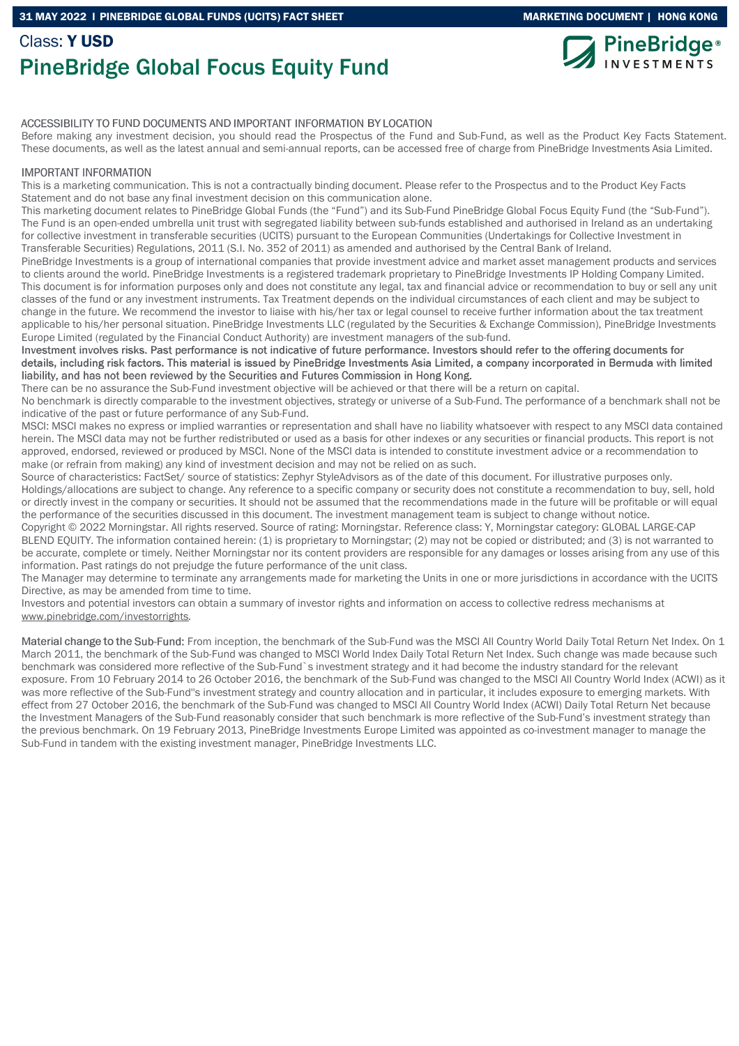Class: **Y USD**

# PineBridge Global Focus Equity Fund

## ACCESSIBILITY TO FUND DOCUMENTS AND IMPORTANT INFORMATION BY LOCATION

Before making any investment decision, you should read the Prospectus of the Fund and Sub-Fund, as well as the Product Key Facts Statement. These documents, as well as the latest annual and semi-annual reports, can be accessed free of charge from PineBridge Investments Asia Limited.

## IMPORTANT INFORMATION

This is a marketing communication. This is not a contractually binding document. Please refer to the Prospectus and to the Product Key Facts Statement and do not base any final investment decision on this communication alone.

This marketing document relates to PineBridge Global Funds (the "Fund") and its Sub-Fund PineBridge Global Focus Equity Fund (the "Sub-Fund"). The Fund is an open-ended umbrella unit trust with segregated liability between sub-funds established and authorised in Ireland as an undertaking for collective investment in transferable securities (UCITS) pursuant to the European Communities (Undertakings for Collective Investment in Transferable Securities) Regulations, 2011 (S.I. No. 352 of 2011) as amended and authorised by the Central Bank of Ireland.

PineBridge Investments is a group of international companies that provide investment advice and market asset management products and services to clients around the world. PineBridge Investments is a registered trademark proprietary to PineBridge Investments IP Holding Company Limited.

This document is for information purposes only and does not constitute any legal, tax and financial advice or recommendation to buy or sell any unit classes of the fund or any investment instruments. Tax Treatment depends on the individual circumstances of each client and may be subject to change in the future. We recommend the investor to liaise with his/her tax or legal counsel to receive further information about the tax treatment applicable to his/her personal situation. PineBridge Investments LLC (regulated by the Securities & Exchange Commission), PineBridge Investments Europe Limited (regulated by the Financial Conduct Authority) are investment managers of the sub-fund.

**Investment involves risks. Past performance is not indicative of future performance. Investors should refer to the offering documents for details, including risk factors. This material is issued by PineBridge Investments Asia Limited, a company incorporated in Bermuda with limited liability, and has not been reviewed by the Securities and Futures Commission in Hong Kong.**

There can be no assurance the Sub-Fund investment objective will be achieved or that there will be a return on capital.

No benchmark is directly comparable to the investment objectives, strategy or universe of a Sub-Fund. The performance of a benchmark shall not be indicative of the past or future performance of any Sub-Fund.

MSCI: MSCI makes no express or implied warranties or representation and shall have no liability whatsoever with respect to any MSCI data contained herein. The MSCI data may not be further redistributed or used as a basis for other indexes or any securities or financial products. This report is not approved, endorsed, reviewed or produced by MSCI. None of the MSCI data is intended to constitute investment advice or a recommendation to make (or refrain from making) any kind of investment decision and may not be relied on as such.

Source of characteristics: FactSet/ source of statistics: Zephyr StyleAdvisors as of the date of this document. For illustrative purposes only.

Holdings/allocations are subject to change. Any reference to a specific company or security does not constitute a recommendation to buy, sell, hold or directly invest in the company or securities. It should not be assumed that the recommendations made in the future will be profitable or will equal the performance of the securities discussed in this document. The investment management team is subject to change without notice.

Copyright © 2022 Morningstar. All rights reserved. Source of rating: Morningstar. Reference class: Y, Morningstar category: GLOBAL LARGE-CAP BLEND EQUITY. The information contained herein: (1) is proprietary to Morningstar; (2) may not be copied or distributed; and (3) is not warranted to be accurate, complete or timely. Neither Morningstar nor its content providers are responsible for any damages or losses arising from any use of this information. Past ratings do not prejudge the future performance of the unit class.

The Manager may determine to terminate any arrangements made for marketing the Units in one or more jurisdictions in accordance with the UCITS Directive, as may be amended from time to time.

Investors and potential investors can obtain a summary of investor rights and information on access to collective redress mechanisms at www.pinebridge.com/investorrights.

**Material change to the Sub-Fund:** From inception, the benchmark of the Sub-Fund was the MSCI All Country World Daily Total Return Net Index. On 1 March 2011, the benchmark of the Sub-Fund was changed to MSCI World Index Daily Total Return Net Index. Such change was made because such benchmark was considered more reflective of the Sub-Fund`s investment strategy and it had become the industry standard for the relevant exposure. From 10 February 2014 to 26 October 2016, the benchmark of the Sub-Fund was changed to the MSCI All Country World Index (ACWI) as it was more reflective of the Sub-Fund''s investment strategy and country allocation and in particular, it includes exposure to emerging markets. With effect from 27 October 2016, the benchmark of the Sub-Fund was changed to MSCI All Country World Index (ACWI) Daily Total Return Net because the Investment Managers of the Sub-Fund reasonably consider that such benchmark is more reflective of the Sub-Fund's investment strategy than the previous benchmark. On 19 February 2013, PineBridge Investments Europe Limited was appointed as co-investment manager to manage the Sub-Fund in tandem with the existing investment manager, PineBridge Investments LLC.